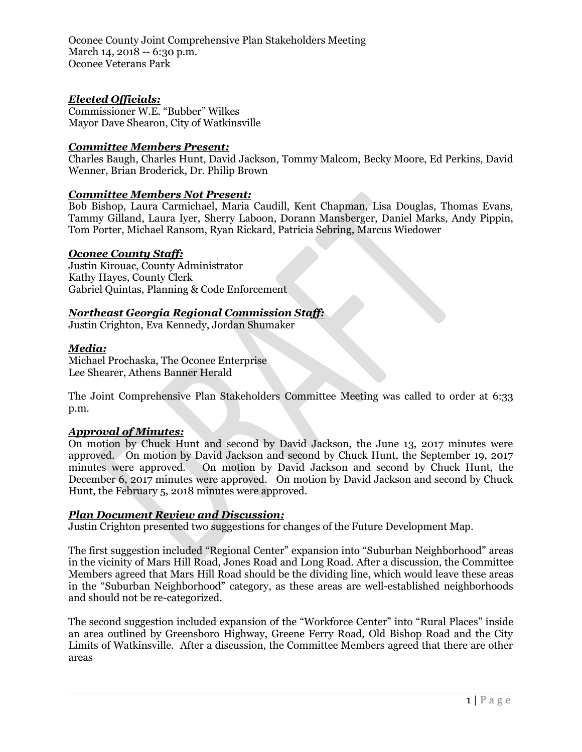Oconee County Joint Comprehensive Plan Stakeholders Meeting
March 14, 2018 -- 6:30 p.m.
Oconee Veterans Park

***Elected Officials:***
Commissioner W.E. "Bubber" Wilkes
Mayor Dave Shearon, City of Watkinsville

***Committee Members Present:***
Charles Baugh, Charles Hunt, David Jackson, Tommy Malcom, Becky Moore, Ed Perkins, David Wenner, Brian Broderick, Dr. Philip Brown

***Committee Members Not Present:***
Bob Bishop, Laura Carmichael, Maria Caudill, Kent Chapman, Lisa Douglas, Thomas Evans, Tammy Gilland, Laura Iyer, Sherry Laboon, Dorann Mansberger, Daniel Marks, Andy Pippin, Tom Porter, Michael Ransom, Ryan Rickard, Patricia Sebring, Marcus Wiedower

***Oconee County Staff:***
Justin Kirouac, County Administrator
Kathy Hayes, County Clerk
Gabriel Quintas, Planning & Code Enforcement

***Northeast Georgia Regional Commission Staff:***
Justin Crighton, Eva Kennedy, Jordan Shumaker

***Media:***
Michael Prochaska, The Oconee Enterprise
Lee Shearer, Athens Banner Herald

The Joint Comprehensive Plan Stakeholders Committee Meeting was called to order at 6:33 p.m.

***Approval of Minutes:***
On motion by Chuck Hunt and second by David Jackson, the June 13, 2017 minutes were approved. On motion by David Jackson and second by Chuck Hunt, the September 19, 2017 minutes were approved. On motion by David Jackson and second by Chuck Hunt, the December 6, 2017 minutes were approved. On motion by David Jackson and second by Chuck Hunt, the February 5, 2018 minutes were approved.

***Plan Document Review and Discussion:***
Justin Crighton presented two suggestions for changes of the Future Development Map.

The first suggestion included "Regional Center" expansion into "Suburban Neighborhood" areas in the vicinity of Mars Hill Road, Jones Road and Long Road. After a discussion, the Committee Members agreed that Mars Hill Road should be the dividing line, which would leave these areas in the "Suburban Neighborhood" category, as these areas are well-established neighborhoods and should not be re-categorized.

The second suggestion included expansion of the "Workforce Center" into "Rural Places" inside an area outlined by Greensboro Highway, Greene Ferry Road, Old Bishop Road and the City Limits of Watkinsville. After a discussion, the Committee Members agreed that there are other areas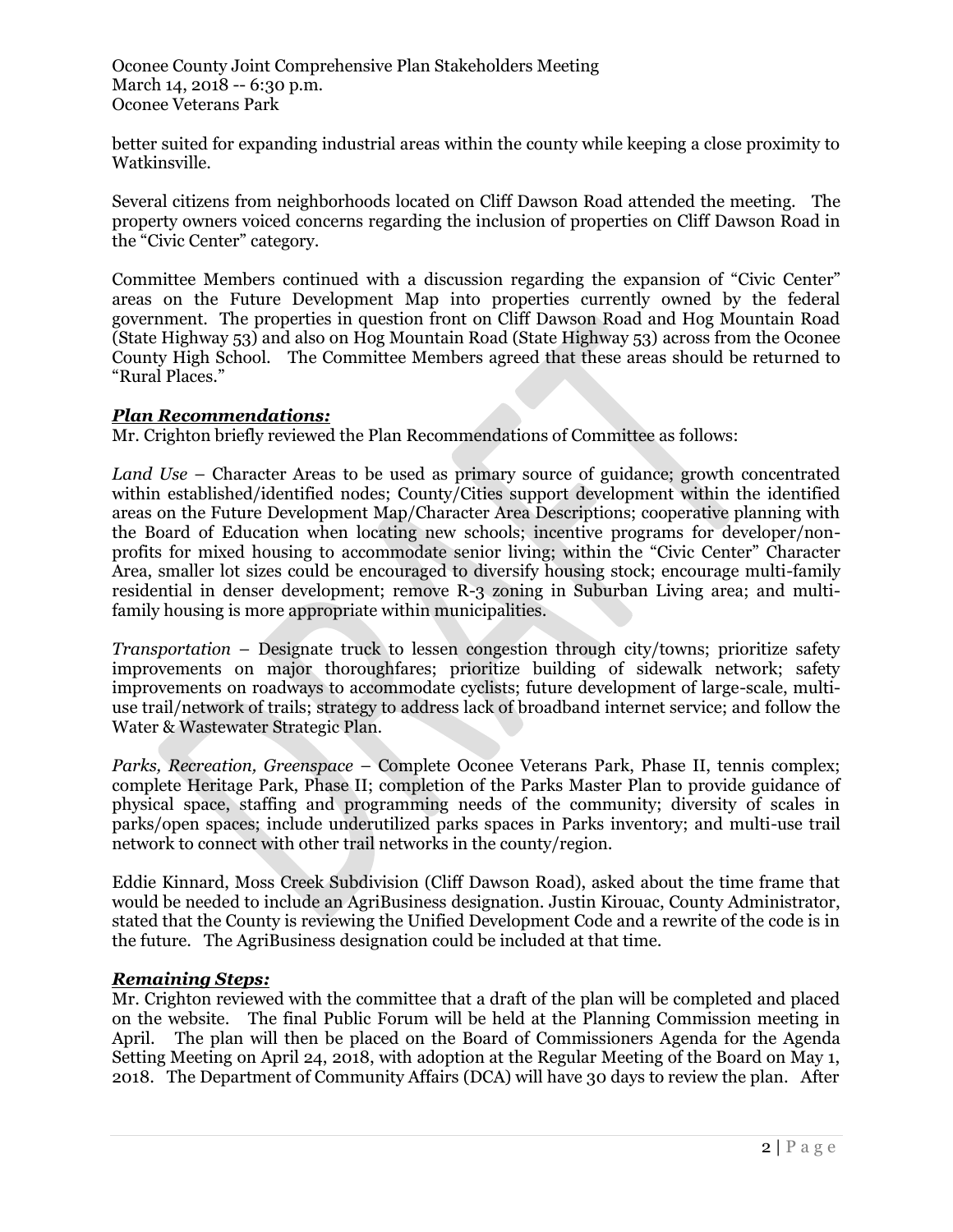better suited for expanding industrial areas within the county while keeping a close proximity to Watkinsville.

Several citizens from neighborhoods located on Cliff Dawson Road attended the meeting. The property owners voiced concerns regarding the inclusion of properties on Cliff Dawson Road in the "Civic Center" category.

Committee Members continued with a discussion regarding the expansion of "Civic Center" areas on the Future Development Map into properties currently owned by the federal government. The properties in question front on Cliff Dawson Road and Hog Mountain Road (State Highway 53) and also on Hog Mountain Road (State Highway 53) across from the Oconee County High School. The Committee Members agreed that these areas should be returned to "Rural Places."

### ***Plan Recommendations:***

Mr. Crighton briefly reviewed the Plan Recommendations of Committee as follows:

*Land Use* – Character Areas to be used as primary source of guidance; growth concentrated within established/identified nodes; County/Cities support development within the identified areas on the Future Development Map/Character Area Descriptions; cooperative planning with the Board of Education when locating new schools; incentive programs for developer/non-profits for mixed housing to accommodate senior living; within the "Civic Center" Character Area, smaller lot sizes could be encouraged to diversify housing stock; encourage multi-family residential in denser development; remove R-3 zoning in Suburban Living area; and multi-family housing is more appropriate within municipalities.

*Transportation* – Designate truck to lessen congestion through city/towns; prioritize safety improvements on major thoroughfares; prioritize building of sidewalk network; safety improvements on roadways to accommodate cyclists; future development of large-scale, multi-use trail/network of trails; strategy to address lack of broadband internet service; and follow the Water & Wastewater Strategic Plan.

*Parks, Recreation, Greenspace* – Complete Oconee Veterans Park, Phase II, tennis complex; complete Heritage Park, Phase II; completion of the Parks Master Plan to provide guidance of physical space, staffing and programming needs of the community; diversity of scales in parks/open spaces; include underutilized parks spaces in Parks inventory; and multi-use trail network to connect with other trail networks in the county/region.

Eddie Kinnard, Moss Creek Subdivision (Cliff Dawson Road), asked about the time frame that would be needed to include an AgriBusiness designation. Justin Kirouac, County Administrator, stated that the County is reviewing the Unified Development Code and a rewrite of the code is in the future. The AgriBusiness designation could be included at that time.

### ***Remaining Steps:***

Mr. Crighton reviewed with the committee that a draft of the plan will be completed and placed on the website. The final Public Forum will be held at the Planning Commission meeting in April. The plan will then be placed on the Board of Commissioners Agenda for the Agenda Setting Meeting on April 24, 2018, with adoption at the Regular Meeting of the Board on May 1, 2018. The Department of Community Affairs (DCA) will have 30 days to review the plan. After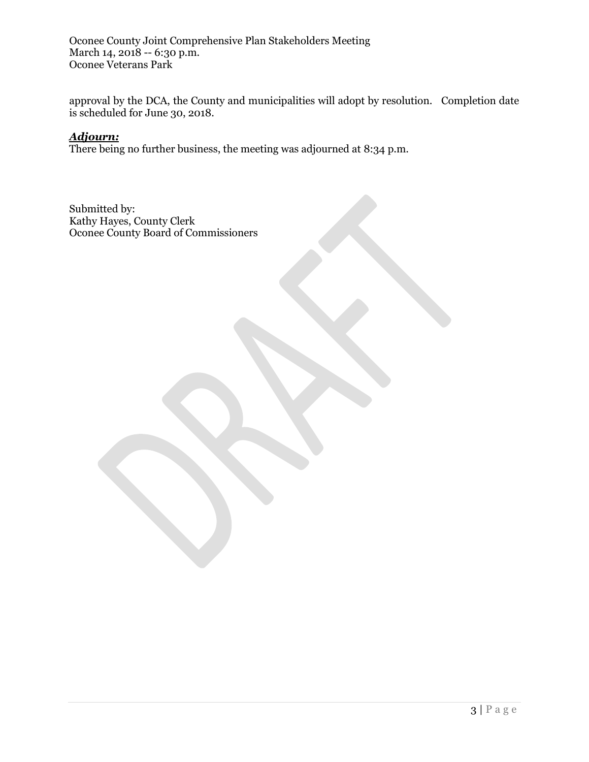approval by the DCA, the County and municipalities will adopt by resolution. Completion date is scheduled for June 30, 2018.

***Adjourn:***

There being no further business, the meeting was adjourned at 8:34 p.m.

Submitted by:
Kathy Hayes, County Clerk
Oconee County Board of Commissioners